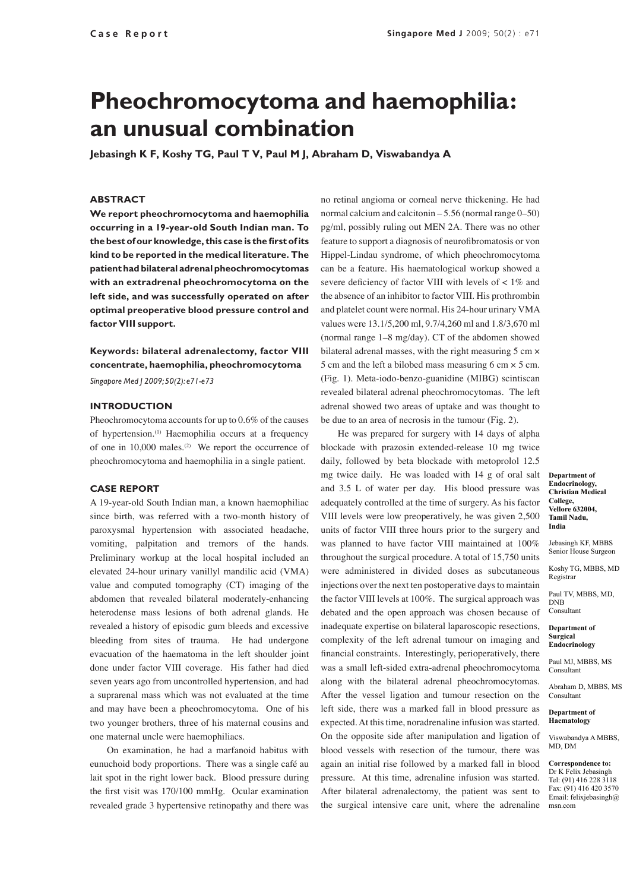Case Report

# Pheochromocytoma and haemophilia: an unusual combination

**Jebasingh K F, Koshy TG, Paul T V, Paul M J, Abraham D, Viswabandya A**

## ABSTRACT

**We report pheochromocytoma and haemophilia occurring in a 19-year-old South Indian man. To the best of our knowledge, this case is the first of its kind to be reported in the medical literature. The patient had bilateral adrenal pheochromocytomas with an extradrenal pheochromocytoma on the left side, and was successfully operated on after optimal preoperative blood pressure control and factor VIII support.**

**Keywords: bilateral adrenalectomy, factor VIII concentrate, haemophilia, pheochromocytoma**

*Singapore Med J 2009; 50(2): e71-e73*

## INTRODUCTION

Pheochromocytoma accounts for up to 0.6% of the causes of hypertension.[1] Haemophilia occurs at a frequency of one in 10,000 males.[2] We report the occurrence of pheochromocytoma and haemophilia in a single patient.

## CASE REPORT

A 19-year-old South Indian man, a known haemophiliac since birth, was referred with a two-month history of paroxysmal hypertension with associated headache, vomiting, palpitation and tremors of the hands. Preliminary workup at the local hospital included an elevated 24-hour urinary vanillyl mandilic acid (VMA) value and computed tomography (CT) imaging of the abdomen that revealed bilateral moderately-enhancing heterodense mass lesions of both adrenal glands. He revealed a history of episodic gum bleeds and excessive bleeding from sites of trauma. He had undergone evacuation of the haematoma in the left shoulder joint done under factor VIII coverage. His father had died seven years ago from uncontrolled hypertension, and had a suprarenal mass which was not evaluated at the time and may have been a pheochromocytoma. One of his two younger brothers, three of his maternal cousins and one maternal uncle were haemophiliacs.

On examination, he had a marfanoid habitus with eunuchoid body proportions. There was a single café au lait spot in the right lower back. Blood pressure during the first visit was 170/100 mmHg. Ocular examination revealed grade 3 hypertensive retinopathy and there was no retinal angioma or corneal nerve thickening. He had normal calcium and calcitonin – 5.56 (normal range 0–50) pg/ml, possibly ruling out MEN 2A. There was no other feature to support a diagnosis of neurofibromatosis or von Hippel-Lindau syndrome, of which pheochromocytoma can be a feature. His haematological workup showed a severe deficiency of factor VIII with levels of < 1% and the absence of an inhibitor to factor VIII. His prothrombin and platelet count were normal. His 24-hour urinary VMA values were 13.1/5,200 ml, 9.7/4,260 ml and 1.8/3,670 ml (normal range 1–8 mg/day). CT of the abdomen showed bilateral adrenal masses, with the right measuring 5 cm × 5 cm and the left a bilobed mass measuring 6 cm × 5 cm. (Fig. 1). Meta-iodo-benzo-guanidine (MIBG) scintiscan revealed bilateral adrenal pheochromocytomas. The left adrenal showed two areas of uptake and was thought to be due to an area of necrosis in the tumour (Fig. 2).

He was prepared for surgery with 14 days of alpha blockade with prazosin extended-release 10 mg twice daily, followed by beta blockade with metoprolol 12.5 mg twice daily. He was loaded with 14 g of oral salt and 3.5 L of water per day. His blood pressure was adequately controlled at the time of surgery. As his factor VIII levels were low preoperatively, he was given 2,500 units of factor VIII three hours prior to the surgery and was planned to have factor VIII maintained at 100% throughout the surgical procedure. A total of 15,750 units were administered in divided doses as subcutaneous injections over the next ten postoperative days to maintain the factor VIII levels at 100%. The surgical approach was debated and the open approach was chosen because of inadequate expertise on bilateral laparoscopic resections, complexity of the left adrenal tumour on imaging and financial constraints. Interestingly, perioperatively, there was a small left-sided extra-adrenal pheochromocytoma along with the bilateral adrenal pheochromocytomas. After the vessel ligation and tumour resection on the left side, there was a marked fall in blood pressure as expected. At this time, noradrenaline infusion was started. On the opposite side after manipulation and ligation of blood vessels with resection of the tumour, there was again an initial rise followed by a marked fall in blood pressure. At this time, adrenaline infusion was started. After bilateral adrenalectomy, the patient was sent to the surgical intensive care unit, where the adrenaline

**Department of Endocrinology, Christian Medical College, Vellore 632004, Tamil Nadu, India**

Jebasingh KF, MBBS
Senior House Surgeon

Koshy TG, MBBS, MD
Registrar

Paul TV, MBBS, MD, DNB
Consultant

**Department of Surgical Endocrinology**

Paul MJ, MBBS, MS
Consultant

Abraham D, MBBS, MS
Consultant

**Department of Haematology**

Viswabandya A MBBS, MD, DM

**Correspondence to:**
Dr K Felix Jebasingh
Tel: (91) 416 228 3118
Fax: (91) 416 420 3570
Email: felixjebasingh@msn.com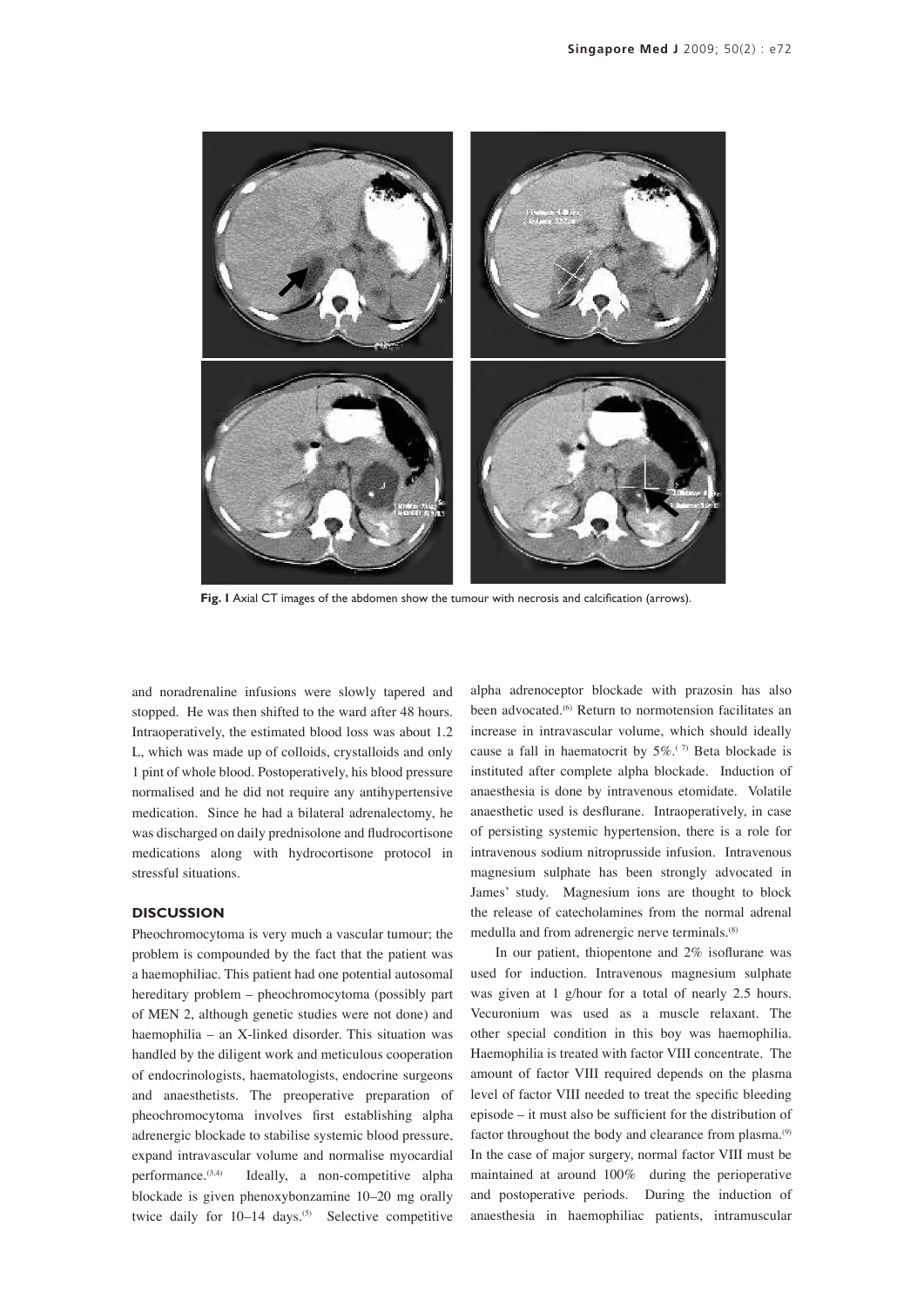**Fig. 1** Axial CT images of the abdomen show the tumour with necrosis and calcification (arrows).

and noradrenaline infusions were slowly tapered and stopped. He was then shifted to the ward after 48 hours. Intraoperatively, the estimated blood loss was about 1.2 L, which was made up of colloids, crystalloids and only 1 pint of whole blood. Postoperatively, his blood pressure normalised and he did not require any antihypertensive medication. Since he had a bilateral adrenalectomy, he was discharged on daily prednisolone and fludrocortisone medications along with hydrocortisone protocol in stressful situations.

## DISCUSSION

Pheochromocytoma is very much a vascular tumour; the problem is compounded by the fact that the patient was a haemophiliac. This patient had one potential autosomal hereditary problem – pheochromocytoma (possibly part of MEN 2, although genetic studies were not done) and haemophilia – an X-linked disorder. This situation was handled by the diligent work and meticulous cooperation of endocrinologists, haematologists, endocrine surgeons and anaesthetists. The preoperative preparation of pheochromocytoma involves first establishing alpha adrenergic blockade to stabilise systemic blood pressure, expand intravascular volume and normalise myocardial performance.[3,4] Ideally, a non-competitive alpha blockade is given phenoxybonzamine 10–20 mg orally twice daily for 10–14 days.[5] Selective competitive alpha adrenoceptor blockade with prazosin has also been advocated.[6] Return to normotension facilitates an increase in intravascular volume, which should ideally cause a fall in haematocrit by 5%.[7] Beta blockade is instituted after complete alpha blockade. Induction of anaesthesia is done by intravenous etomidate. Volatile anaesthetic used is desflurane. Intraoperatively, in case of persisting systemic hypertension, there is a role for intravenous sodium nitroprusside infusion. Intravenous magnesium sulphate has been strongly advocated in James' study. Magnesium ions are thought to block the release of catecholamines from the normal adrenal medulla and from adrenergic nerve terminals.[8]

In our patient, thiopentone and 2% isoflurane was used for induction. Intravenous magnesium sulphate was given at 1 g/hour for a total of nearly 2.5 hours. Vecuronium was used as a muscle relaxant. The other special condition in this boy was haemophilia. Haemophilia is treated with factor VIII concentrate. The amount of factor VIII required depends on the plasma level of factor VIII needed to treat the specific bleeding episode – it must also be sufficient for the distribution of factor throughout the body and clearance from plasma.[9] In the case of major surgery, normal factor VIII must be maintained at around 100% during the perioperative and postoperative periods. During the induction of anaesthesia in haemophiliac patients, intramuscular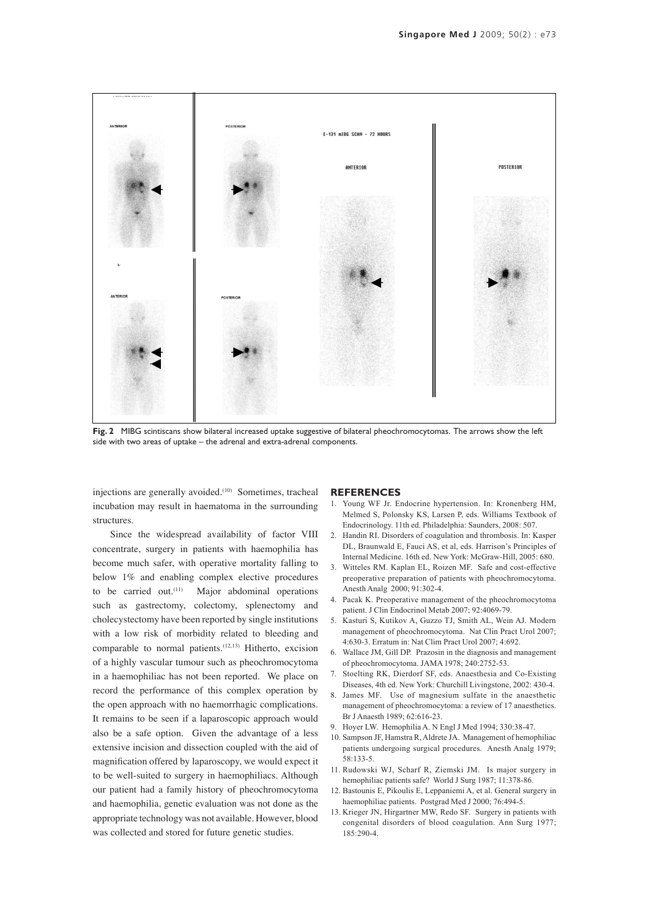ANTERIOR

POSTERIOR

I-131 mIBG SCAN – 72 HOURS

ANTERIOR

POSTERIOR

ANTERIOR

POSTERIOR

**Fig. 2** MIBG scintiscans show bilateral increased uptake suggestive of bilateral pheochromocytomas. The arrows show the left side with two areas of uptake – the adrenal and extra-adrenal components.

injections are generally avoided.[10] Sometimes, tracheal incubation may result in haematoma in the surrounding structures.

Since the widespread availability of factor VIII concentrate, surgery in patients with haemophilia has become much safer, with operative mortality falling to below 1% and enabling complex elective procedures to be carried out.[11] Major abdominal operations such as gastrectomy, colectomy, splenectomy and cholecystectomy have been reported by single institutions with a low risk of morbidity related to bleeding and comparable to normal patients.[12,13] Hitherto, excision of a highly vascular tumour such as pheochromocytoma in a haemophiliac has not been reported. We place on record the performance of this complex operation by the open approach with no haemorrhagic complications. It remains to be seen if a laparoscopic approach would also be a safe option. Given the advantage of a less extensive incision and dissection coupled with the aid of magnification offered by laparoscopy, we would expect it to be well-suited to surgery in haemophiliacs. Although our patient had a family history of pheochromocytoma and haemophilia, genetic evaluation was not done as the appropriate technology was not available. However, blood was collected and stored for future genetic studies.

## REFERENCES

1. Young WF Jr. Endocrine hypertension. In: Kronenberg HM, Melmed S, Polonsky KS, Larsen P, eds. Williams Textbook of Endocrinology. 11th ed. Philadelphia: Saunders, 2008: 507.
2. Handin RI. Disorders of coagulation and thrombosis. In: Kasper DL, Braunwald E, Fauci AS, et al, eds. Harrison's Principles of Internal Medicine. 16th ed. New York: McGraw-Hill, 2005: 680.
3. Witteles RM. Kaplan EL, Roizen MF. Safe and cost-effective preoperative preparation of patients with pheochromocytoma. Anesth Analg 2000; 91:302-4.
4. Pacak K. Preoperative management of the pheochromocytoma patient. J Clin Endocrinol Metab 2007; 92:4069-79.
5. Kasturi S, Kutikov A, Guzzo TJ, Smith AL, Wein AJ. Modern management of pheochromocytoma. Nat Clin Pract Urol 2007; 4:630-3. Erratum in: Nat Clim Pract Urol 2007; 4:692.
6. Wallace JM, Gill DP. Prazosin in the diagnosis and management of pheochromocytoma. JAMA 1978; 240:2752-53.
7. Stoelting RK, Dierdorf SF, eds. Anaesthesia and Co-Existing Diseases, 4th ed. New York: Churchill Livingstone, 2002: 430-4.
8. James MF. Use of magnesium sulfate in the anaesthetic management of pheochromocytoma: a review of 17 anaesthetics. Br J Anaesth 1989; 62:616-23.
9. Hoyer LW. Hemophilia A. N Engl J Med 1994; 330:38-47.
10. Sampson JF, Hamstra R, Aldrete JA. Management of hemophiliac patients undergoing surgical procedures. Anesth Analg 1979; 58:133-5.
11. Rudowski WJ, Scharf R, Ziemski JM. Is major surgery in hemophiliac patients safe? World J Surg 1987; 11:378-86.
12. Bastounis E, Pikoulis E, Leppaniemi A, et al. General surgery in haemophiliac patients. Postgrad Med J 2000; 76:494-5.
13. Krieger JN, Hirgartner MW, Redo SF. Surgery in patients with congenital disorders of blood coagulation. Ann Surg 1977; 185:290-4.